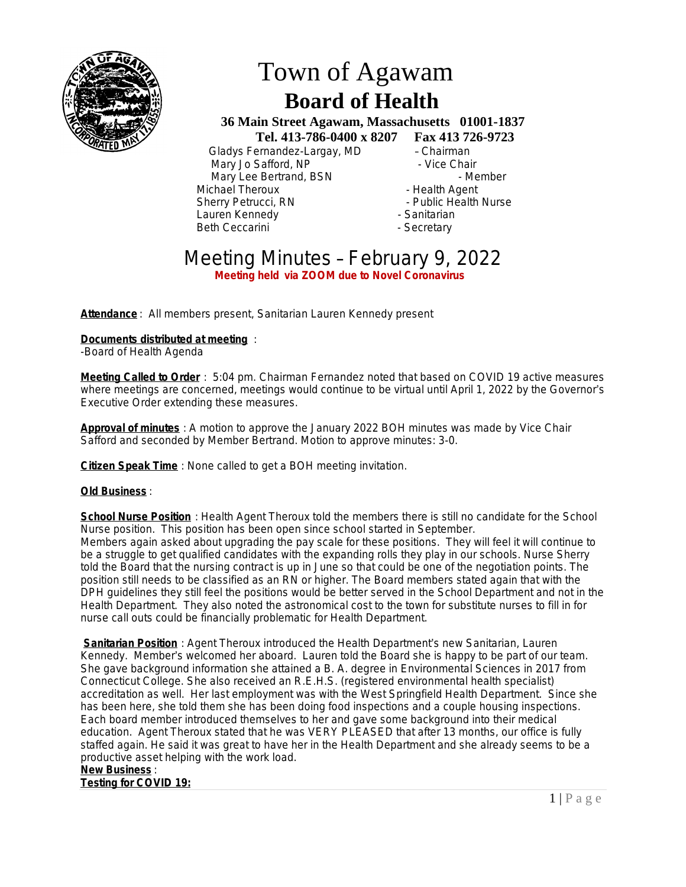# Town of Agawam

## Board of Health

**36 Main Street Agawam, Massachusetts 01001-1837**

**Tel. 413-786-0400 x 8207 Fax 413 726-9723**

Gladys Fernandez-Largay, MD – Chairman
Mary Jo Safford, NP - Vice Chair
Mary Lee Bertrand, BSN - Member
Michael Theroux - Health Agent
Sherry Petrucci, RN - Public Health Nurse
Lauren Kennedy - Sanitarian
Beth Ceccarini - Secretary

# Meeting Minutes – February 9, 2022

**Meeting held via ZOOM due to Novel Coronavirus**

**Attendance** : All members present, Sanitarian Lauren Kennedy present

**Documents distributed at meeting** :
-Board of Health Agenda

**Meeting Called to Order** : 5:04 pm. Chairman Fernandez noted that based on COVID 19 active measures where meetings are concerned, meetings would continue to be virtual until April 1, 2022 by the Governor's Executive Order extending these measures.

**Approval of minutes** : A motion to approve the January 2022 BOH minutes was made by Vice Chair Safford and seconded by Member Bertrand. Motion to approve minutes: 3-0.

**Citizen Speak Time** : None called to get a BOH meeting invitation.

**Old Business** :

**School Nurse Position** : Health Agent Theroux told the members there is still no candidate for the School Nurse position. This position has been open since school started in September.
Members again asked about upgrading the pay scale for these positions. They will feel it will continue to be a struggle to get qualified candidates with the expanding rolls they play in our schools. Nurse Sherry told the Board that the nursing contract is up in June so that could be one of the negotiation points. The position still needs to be classified as an RN or higher. The Board members stated again that with the DPH guidelines they still feel the positions would be better served in the School Department and not in the Health Department. They also noted the astronomical cost to the town for substitute nurses to fill in for nurse call outs could be financially problematic for Health Department.

**Sanitarian Position** : Agent Theroux introduced the Health Department's new Sanitarian, Lauren Kennedy. Member's welcomed her aboard. Lauren told the Board she is happy to be part of our team. She gave background information she attained a B. A. degree in Environmental Sciences in 2017 from Connecticut College. She also received an R.E.H.S. (registered environmental health specialist) accreditation as well. Her last employment was with the West Springfield Health Department. Since she has been here, she told them she has been doing food inspections and a couple housing inspections. Each board member introduced themselves to her and gave some background into their medical education. Agent Theroux stated that he was VERY PLEASED that after 13 months, our office is fully staffed again. He said it was great to have her in the Health Department and she already seems to be a productive asset helping with the work load.

**New Business** :

**Testing for COVID 19:**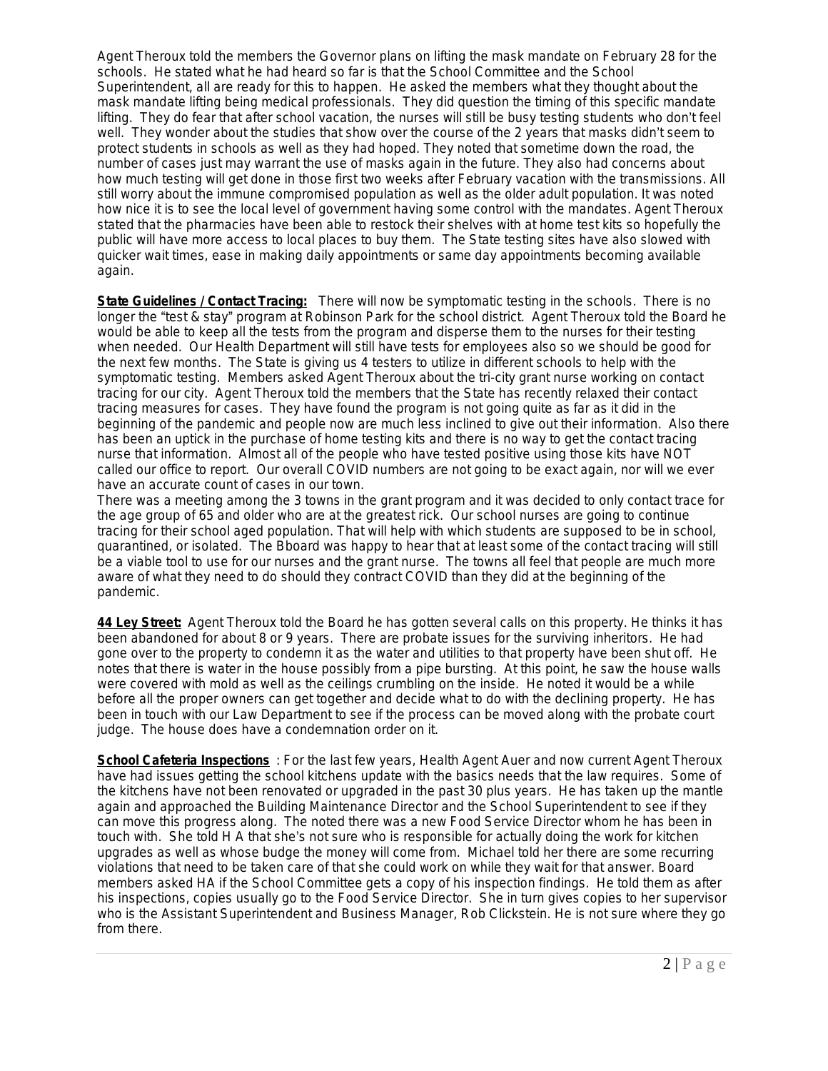Agent Theroux told the members the Governor plans on lifting the mask mandate on February 28 for the schools. He stated what he had heard so far is that the School Committee and the School Superintendent, all are ready for this to happen. He asked the members what they thought about the mask mandate lifting being medical professionals. They did question the timing of this specific mandate lifting. They do fear that after school vacation, the nurses will still be busy testing students who don't feel well. They wonder about the studies that show over the course of the 2 years that masks didn't seem to protect students in schools as well as they had hoped. They noted that sometime down the road, the number of cases just may warrant the use of masks again in the future. They also had concerns about how much testing will get done in those first two weeks after February vacation with the transmissions. All still worry about the immune compromised population as well as the older adult population. It was noted how nice it is to see the local level of government having some control with the mandates. Agent Theroux stated that the pharmacies have been able to restock their shelves with at home test kits so hopefully the public will have more access to local places to buy them. The State testing sites have also slowed with quicker wait times, ease in making daily appointments or same day appointments becoming available again.

**State Guidelines / Contact Tracing:** There will now be symptomatic testing in the schools. There is no longer the "test & stay" program at Robinson Park for the school district. Agent Theroux told the Board he would be able to keep all the tests from the program and disperse them to the nurses for their testing when needed. Our Health Department will still have tests for employees also so we should be good for the next few months. The State is giving us 4 testers to utilize in different schools to help with the symptomatic testing. Members asked Agent Theroux about the tri-city grant nurse working on contact tracing for our city. Agent Theroux told the members that the State has recently relaxed their contact tracing measures for cases. They have found the program is not going quite as far as it did in the beginning of the pandemic and people now are much less inclined to give out their information. Also there has been an uptick in the purchase of home testing kits and there is no way to get the contact tracing nurse that information. Almost all of the people who have tested positive using those kits have NOT called our office to report. Our overall COVID numbers are not going to be exact again, nor will we ever have an accurate count of cases in our town.

There was a meeting among the 3 towns in the grant program and it was decided to only contact trace for the age group of 65 and older who are at the greatest rick. Our school nurses are going to continue tracing for their school aged population. That will help with which students are supposed to be in school, quarantined, or isolated. The Bboard was happy to hear that at least some of the contact tracing will still be a viable tool to use for our nurses and the grant nurse. The towns all feel that people are much more aware of what they need to do should they contract COVID than they did at the beginning of the pandemic.

**44 Ley Street:** Agent Theroux told the Board he has gotten several calls on this property. He thinks it has been abandoned for about 8 or 9 years. There are probate issues for the surviving inheritors. He had gone over to the property to condemn it as the water and utilities to that property have been shut off. He notes that there is water in the house possibly from a pipe bursting. At this point, he saw the house walls were covered with mold as well as the ceilings crumbling on the inside. He noted it would be a while before all the proper owners can get together and decide what to do with the declining property. He has been in touch with our Law Department to see if the process can be moved along with the probate court judge. The house does have a condemnation order on it.

**School Cafeteria Inspections** : For the last few years, Health Agent Auer and now current Agent Theroux have had issues getting the school kitchens update with the basics needs that the law requires. Some of the kitchens have not been renovated or upgraded in the past 30 plus years. He has taken up the mantle again and approached the Building Maintenance Director and the School Superintendent to see if they can move this progress along. The noted there was a new Food Service Director whom he has been in touch with. She told H A that she's not sure who is responsible for actually doing the work for kitchen upgrades as well as whose budge the money will come from. Michael told her there are some recurring violations that need to be taken care of that she could work on while they wait for that answer. Board members asked HA if the School Committee gets a copy of his inspection findings. He told them as after his inspections, copies usually go to the Food Service Director. She in turn gives copies to her supervisor who is the Assistant Superintendent and Business Manager, Rob Clickstein. He is not sure where they go from there.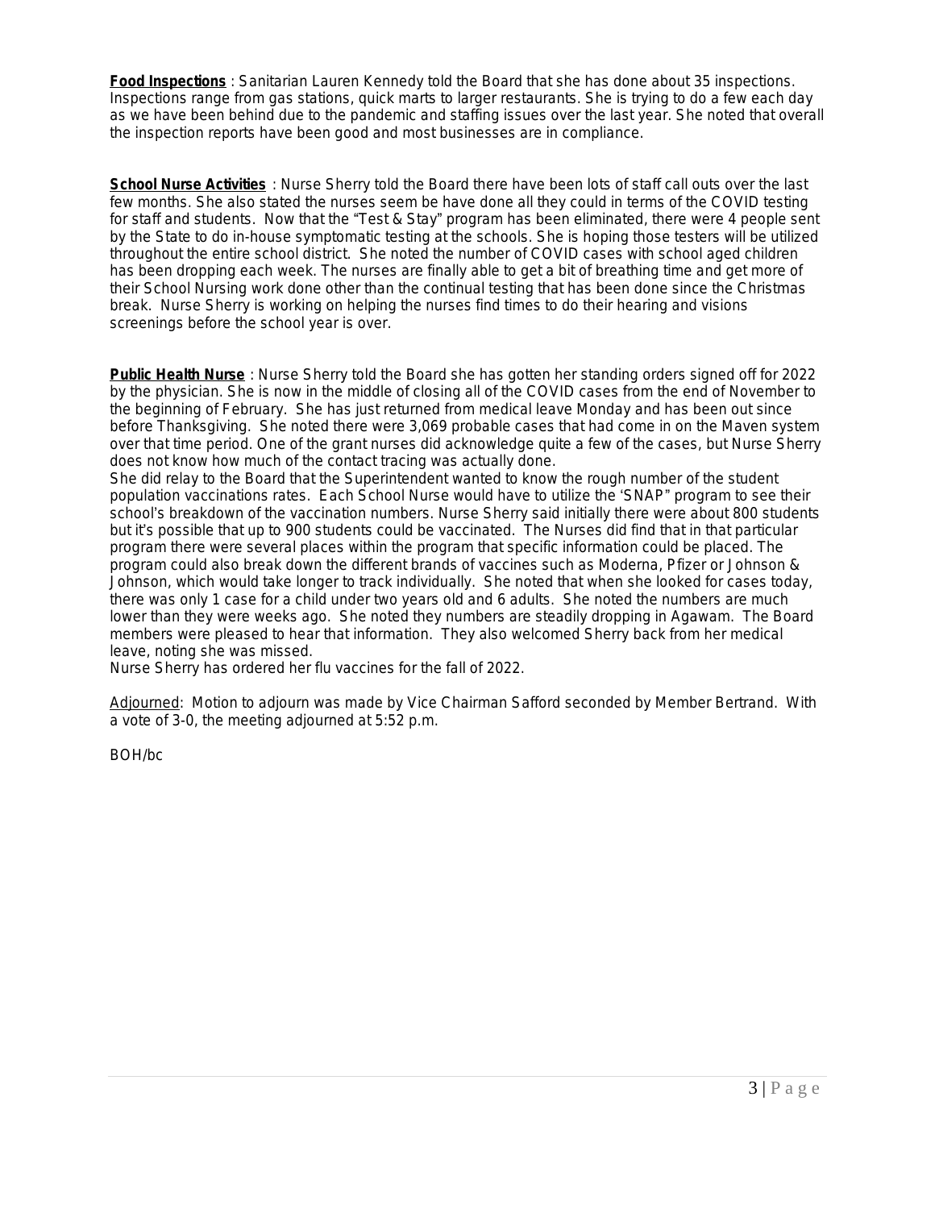**Food Inspections** : Sanitarian Lauren Kennedy told the Board that she has done about 35 inspections. Inspections range from gas stations, quick marts to larger restaurants. She is trying to do a few each day as we have been behind due to the pandemic and staffing issues over the last year. She noted that overall the inspection reports have been good and most businesses are in compliance.

**School Nurse Activities** : Nurse Sherry told the Board there have been lots of staff call outs over the last few months. She also stated the nurses seem be have done all they could in terms of the COVID testing for staff and students. Now that the "Test & Stay" program has been eliminated, there were 4 people sent by the State to do in-house symptomatic testing at the schools. She is hoping those testers will be utilized throughout the entire school district. She noted the number of COVID cases with school aged children has been dropping each week. The nurses are finally able to get a bit of breathing time and get more of their School Nursing work done other than the continual testing that has been done since the Christmas break. Nurse Sherry is working on helping the nurses find times to do their hearing and visions screenings before the school year is over.

**Public Health Nurse** : Nurse Sherry told the Board she has gotten her standing orders signed off for 2022 by the physician. She is now in the middle of closing all of the COVID cases from the end of November to the beginning of February. She has just returned from medical leave Monday and has been out since before Thanksgiving. She noted there were 3,069 probable cases that had come in on the Maven system over that time period. One of the grant nurses did acknowledge quite a few of the cases, but Nurse Sherry does not know how much of the contact tracing was actually done.
She did relay to the Board that the Superintendent wanted to know the rough number of the student population vaccinations rates. Each School Nurse would have to utilize the 'SNAP" program to see their school's breakdown of the vaccination numbers. Nurse Sherry said initially there were about 800 students but it's possible that up to 900 students could be vaccinated. The Nurses did find that in that particular program there were several places within the program that specific information could be placed. The program could also break down the different brands of vaccines such as Moderna, Pfizer or Johnson & Johnson, which would take longer to track individually. She noted that when she looked for cases today, there was only 1 case for a child under two years old and 6 adults. She noted the numbers are much lower than they were weeks ago. She noted they numbers are steadily dropping in Agawam. The Board members were pleased to hear that information. They also welcomed Sherry back from her medical leave, noting she was missed.
Nurse Sherry has ordered her flu vaccines for the fall of 2022.

Adjourned: Motion to adjourn was made by Vice Chairman Safford seconded by Member Bertrand. With a vote of 3-0, the meeting adjourned at 5:52 p.m.

BOH/bc